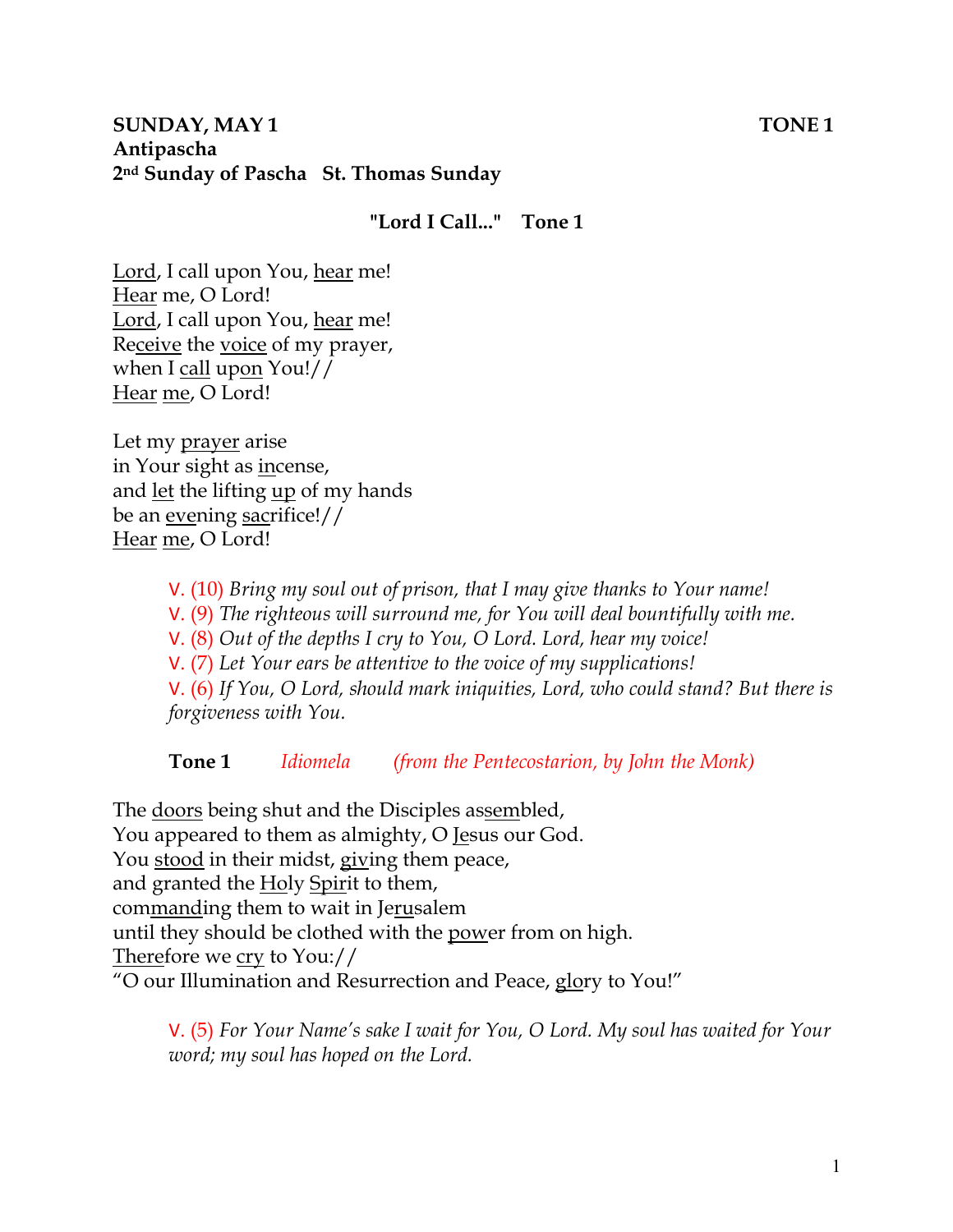**SUNDAY, MAY 1** **TONE 1**
**Antipascha**
**2nd Sunday of Pascha St. Thomas Sunday**

**"Lord I Call..." Tone 1**

Lord, I call upon You, hear me!
Hear me, O Lord!
Lord, I call upon You, hear me!
Receive the voice of my prayer,
when I call upon You!//
Hear me, O Lord!

Let my prayer arise
in Your sight as incense,
and let the lifting up of my hands
be an evening sacrifice!//
Hear me, O Lord!

V. (10) *Bring my soul out of prison, that I may give thanks to Your name!*
V. (9) *The righteous will surround me, for You will deal bountifully with me.*
V. (8) *Out of the depths I cry to You, O Lord. Lord, hear my voice!*
V. (7) *Let Your ears be attentive to the voice of my supplications!*
V. (6) *If You, O Lord, should mark iniquities, Lord, who could stand? But there is forgiveness with You.*

**Tone 1** *Idiomela* *(from the Pentecostarion, by John the Monk)*

The doors being shut and the Disciples assembled,
You appeared to them as almighty, O Jesus our God.
You stood in their midst, giving them peace,
and granted the Holy Spirit to them,
commanding them to wait in Jerusalem
until they should be clothed with the power from on high.
Therefore we cry to You://
"O our Illumination and Resurrection and Peace, glory to You!"

V. (5) *For Your Name's sake I wait for You, O Lord. My soul has waited for Your word; my soul has hoped on the Lord.*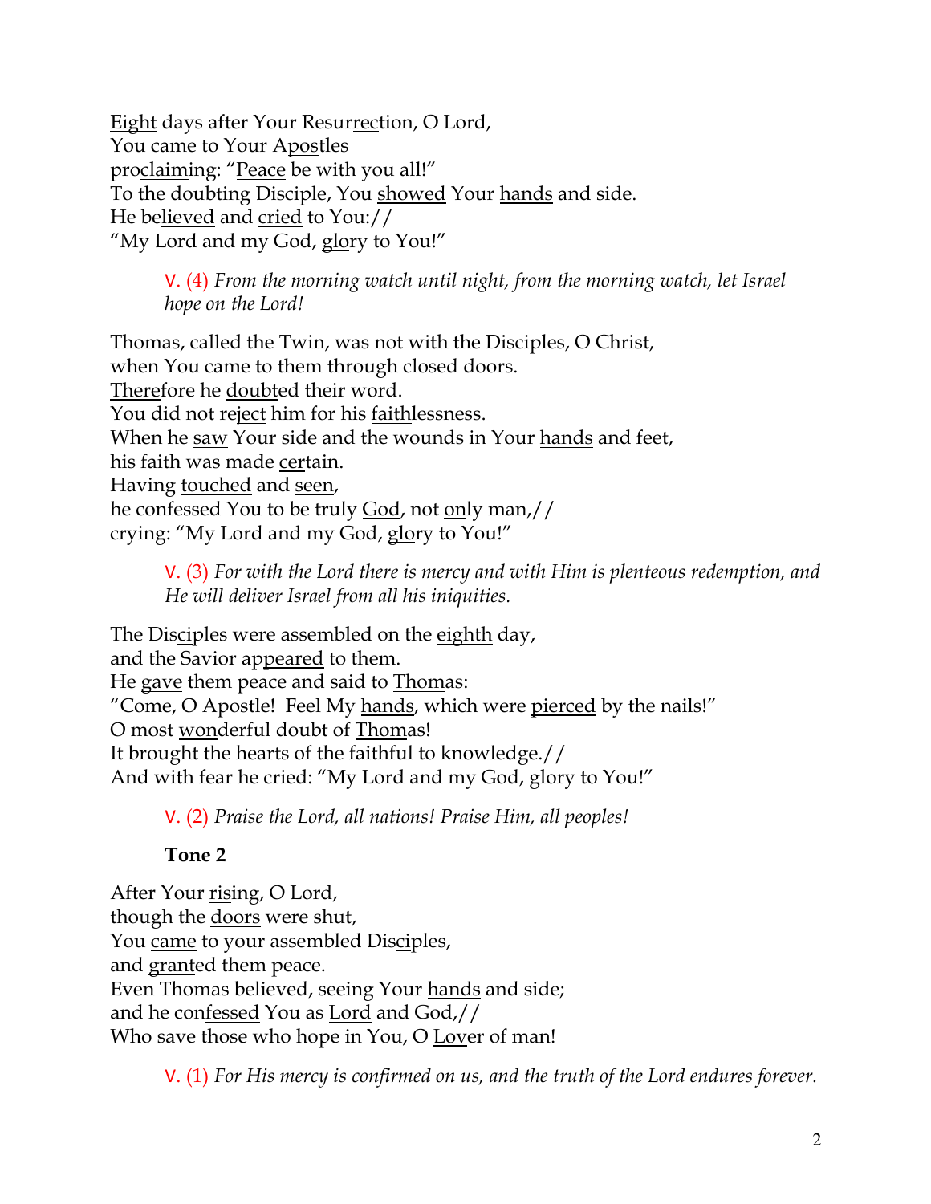Eight days after Your Resurrection, O Lord,
You came to Your Apostles
proclaiming: "Peace be with you all!"
To the doubting Disciple, You showed Your hands and side.
He believed and cried to You://
"My Lord and my God, glory to You!"

> V. (4) *From the morning watch until night, from the morning watch, let Israel hope on the Lord!*

Thomas, called the Twin, was not with the Disciples, O Christ,
when You came to them through closed doors.
Therefore he doubted their word.
You did not reject him for his faithlessness.
When he saw Your side and the wounds in Your hands and feet,
his faith was made certain.
Having touched and seen,
he confessed You to be truly God, not only man,//
crying: "My Lord and my God, glory to You!"

> V. (3) *For with the Lord there is mercy and with Him is plenteous redemption, and He will deliver Israel from all his iniquities.*

The Disciples were assembled on the eighth day,
and the Savior appeared to them.
He gave them peace and said to Thomas:
"Come, O Apostle! Feel My hands, which were pierced by the nails!"
O most wonderful doubt of Thomas!
It brought the hearts of the faithful to knowledge.//
And with fear he cried: "My Lord and my God, glory to You!"

> V. (2) *Praise the Lord, all nations! Praise Him, all peoples!*

**Tone 2**

After Your rising, O Lord,
though the doors were shut,
You came to your assembled Disciples,
and granted them peace.
Even Thomas believed, seeing Your hands and side;
and he confessed You as Lord and God,//
Who save those who hope in You, O Lover of man!

> V. (1) *For His mercy is confirmed on us, and the truth of the Lord endures forever.*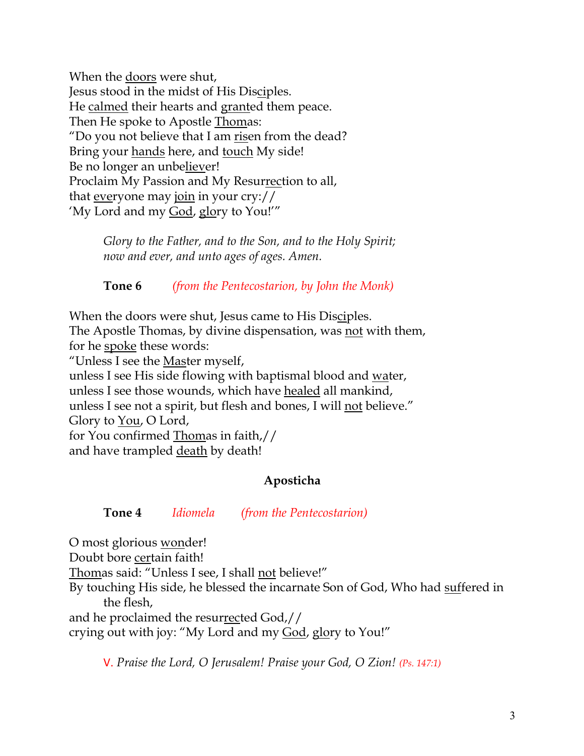When the doors were shut,
Jesus stood in the midst of His Disciples.
He calmed their hearts and granted them peace.
Then He spoke to Apostle Thomas:
"Do you not believe that I am risen from the dead?
Bring your hands here, and touch My side!
Be no longer an unbeliever!
Proclaim My Passion and My Resurrection to all,
that everyone may join in your cry://
'My Lord and my God, glory to You!'"

> *Glory to the Father, and to the Son, and to the Holy Spirit;*
> *now and ever, and unto ages of ages. Amen.*

**Tone 6** *(from the Pentecostarion, by John the Monk)*

When the doors were shut, Jesus came to His Disciples.
The Apostle Thomas, by divine dispensation, was not with them,
for he spoke these words:
"Unless I see the Master myself,
unless I see His side flowing with baptismal blood and water,
unless I see those wounds, which have healed all mankind,
unless I see not a spirit, but flesh and bones, I will not believe."
Glory to You, O Lord,
for You confirmed Thomas in faith,//
and have trampled death by death!

## Aposticha

**Tone 4** *Idiomela* *(from the Pentecostarion)*

O most glorious wonder!
Doubt bore certain faith!
Thomas said: "Unless I see, I shall not believe!"
By touching His side, he blessed the incarnate Son of God, Who had suffered in the flesh,
and he proclaimed the resurrected God,//
crying out with joy: "My Lord and my God, glory to You!"

> V. *Praise the Lord, O Jerusalem! Praise your God, O Zion!* *(Ps. 147:1)*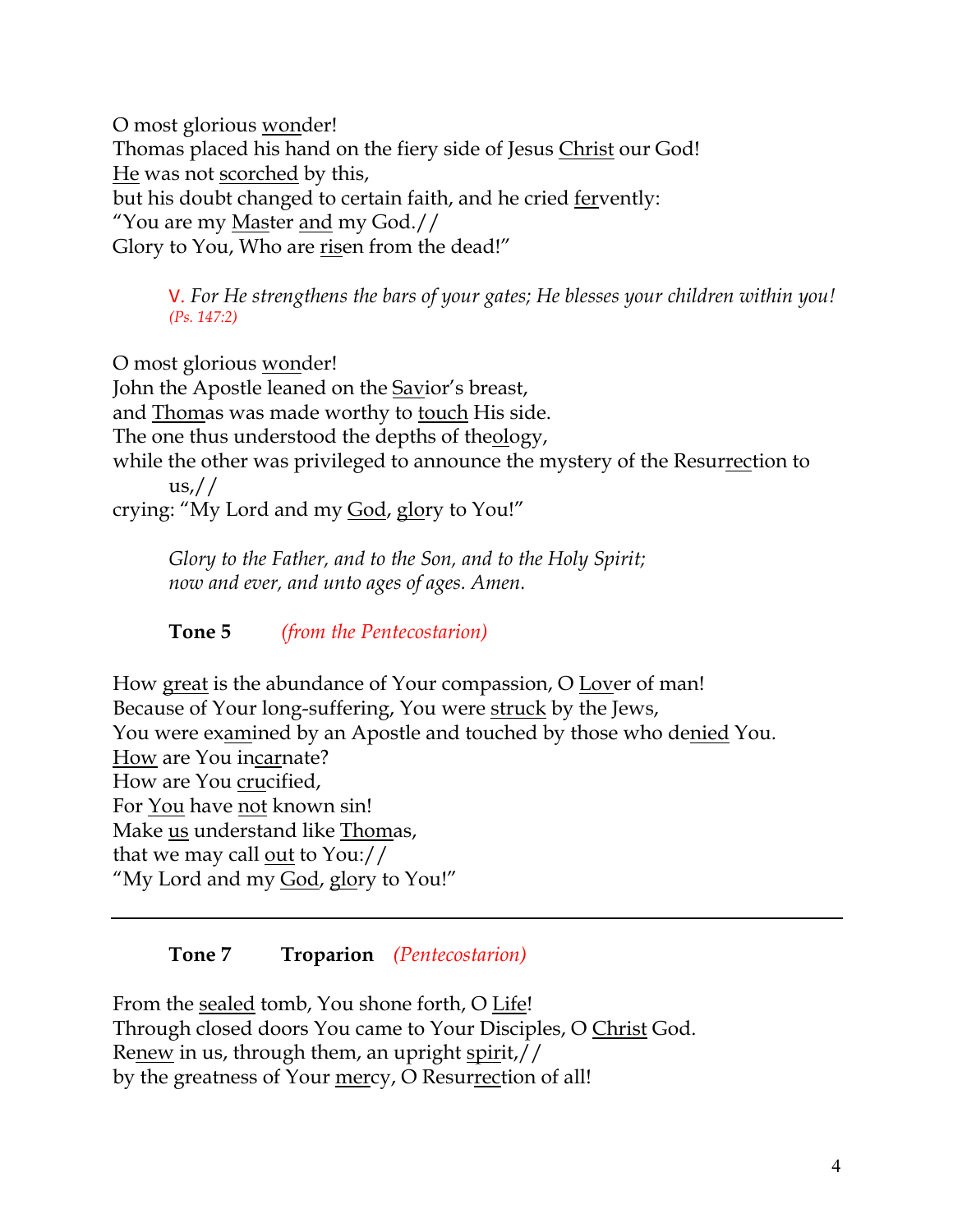O most glorious <u>won</u>der!
Thomas placed his hand on the fiery side of Jesus <u>Christ</u> our God!
<u>He</u> was not <u>scorched</u> by this,
but his doubt changed to certain faith, and he cried <u>fer</u>vently:
"You are my <u>Mas</u>ter <u>and</u> my God.//
Glory to You, Who are <u>ris</u>en from the dead!"

> V. *For He strengthens the bars of your gates; He blesses your children within you!* *(Ps. 147:2)*

O most glorious <u>won</u>der!
John the Apostle leaned on the <u>Sav</u>ior's breast,
and <u>Thom</u>as was made worthy to <u>touch</u> His side.
The one thus understood the depths of the<u>ol</u>ogy,
while the other was privileged to announce the mystery of the Resur<u>rec</u>tion to us,//
crying: "My Lord and my <u>God</u>, <u>glo</u>ry to You!"

> *Glory to the Father, and to the Son, and to the Holy Spirit;*
> *now and ever, and unto ages of ages. Amen.*

**Tone 5** *(from the Pentecostarion)*

How <u>great</u> is the abundance of Your compassion, O <u>Lov</u>er of man!
Because of Your long-suffering, You were <u>struck</u> by the Jews,
You were ex<u>am</u>ined by an Apostle and touched by those who de<u>nied</u> You.
<u>How</u> are You in<u>car</u>nate?
How are You <u>cru</u>cified,
For <u>You</u> have <u>not</u> known sin!
Make <u>us</u> understand like <u>Thom</u>as,
that we may call <u>out</u> to You://
"My Lord and my <u>God</u>, <u>glo</u>ry to You!"

---

**Tone 7** **Troparion** *(Pentecostarion)*

From the <u>sealed</u> tomb, You shone forth, O <u>Life</u>!
Through closed doors You came to Your Disciples, O <u>Christ</u> God.
Re<u>new</u> in us, through them, an upright <u>spir</u>it,//
by the greatness of Your <u>mer</u>cy, O Resur<u>rec</u>tion of all!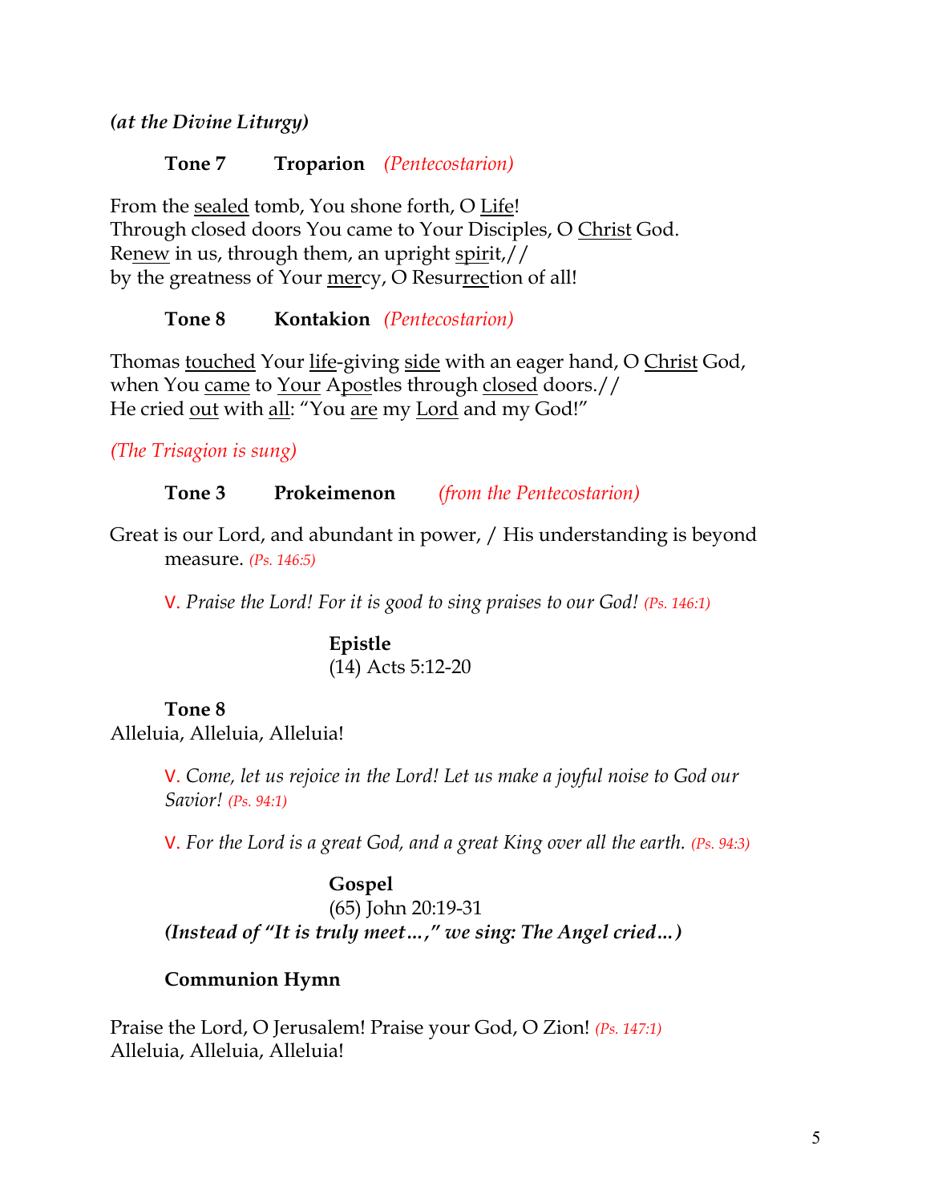***(at the Divine Liturgy)***

**Tone 7** **Troparion** *(Pentecostarion)*

From the sealed tomb, You shone forth, O Life!
Through closed doors You came to Your Disciples, O Christ God.
Renew in us, through them, an upright spirit,//
by the greatness of Your mercy, O Resurrection of all!

**Tone 8** **Kontakion** *(Pentecostarion)*

Thomas touched Your life-giving side with an eager hand, O Christ God,
when You came to Your Apostles through closed doors.//
He cried out with all: "You are my Lord and my God!"

*(The Trisagion is sung)*

**Tone 3** **Prokeimenon** *(from the Pentecostarion)*

Great is our Lord, and abundant in power, / His understanding is beyond measure. *(Ps. 146:5)*

V. *Praise the Lord! For it is good to sing praises to our God!* *(Ps. 146:1)*

**Epistle**
(14) Acts 5:12-20

**Tone 8**
Alleluia, Alleluia, Alleluia!

V. *Come, let us rejoice in the Lord! Let us make a joyful noise to God our Savior!* *(Ps. 94:1)*

V. *For the Lord is a great God, and a great King over all the earth.* *(Ps. 94:3)*

**Gospel**
(65) John 20:19-31

***(Instead of "It is truly meet…," we sing: The Angel cried…)***

**Communion Hymn**

Praise the Lord, O Jerusalem! Praise your God, O Zion! *(Ps. 147:1)*
Alleluia, Alleluia, Alleluia!